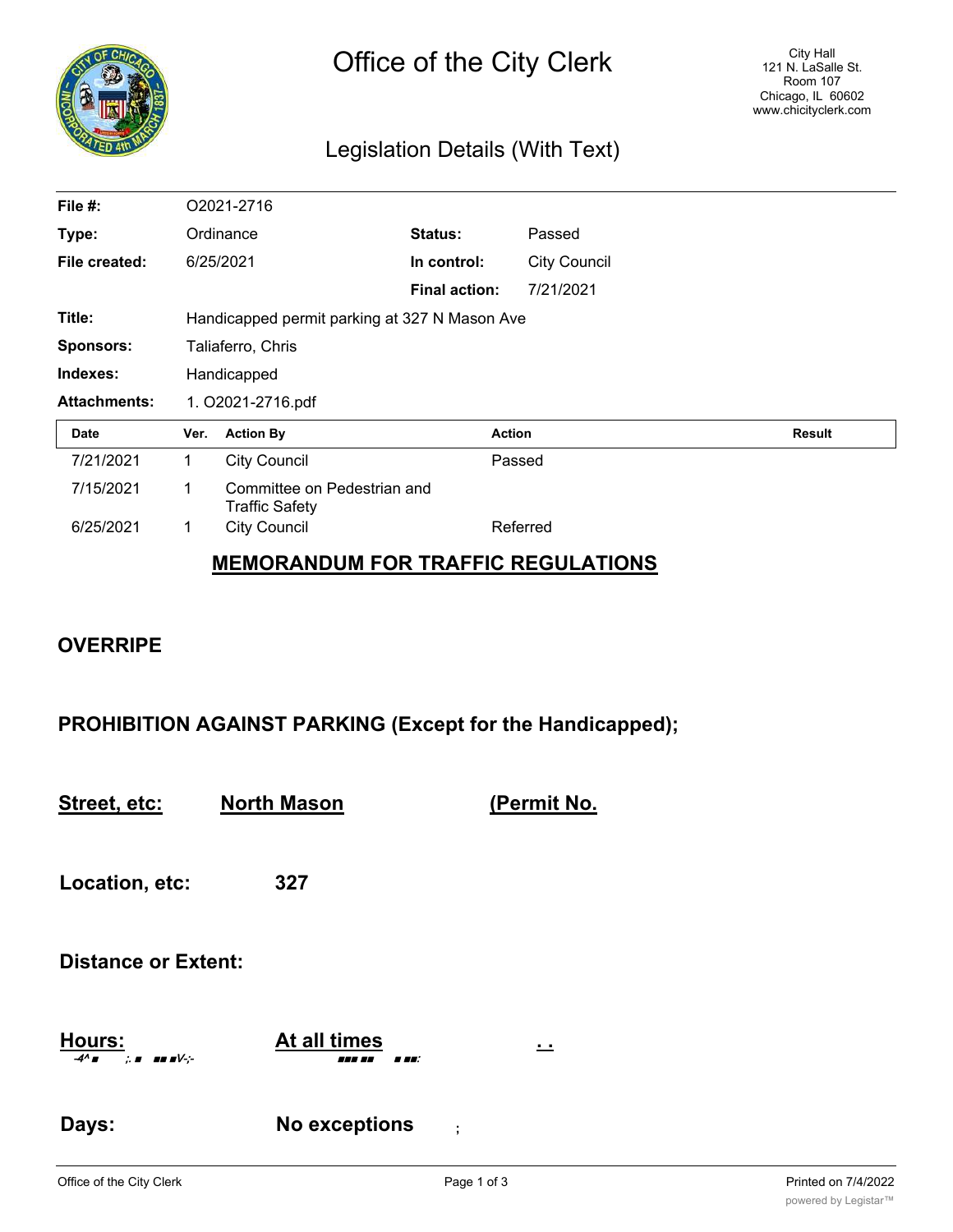# Office of the City Clerk

City Hall
121 N. LaSalle St.
Room 107
Chicago, IL 60602
www.chicityclerk.com

## Legislation Details (With Text)

| | | | |
|---|---|---|---|
| **File #:** | O2021-2716 | | |
| **Type:** | Ordinance | **Status:** | Passed |
| **File created:** | 6/25/2021 | **In control:** | City Council |
| | | **Final action:** | 7/21/2021 |
| **Title:** | Handicapped permit parking at 327 N Mason Ave | | |
| **Sponsors:** | Taliaferro, Chris | | |
| **Indexes:** | Handicapped | | |
| **Attachments:** | 1. O2021-2716.pdf | | |

| Date | Ver. | Action By | Action | Result |
|---|---|---|---|---|
| 7/21/2021 | 1 | City Council | Passed | |
| 7/15/2021 | 1 | Committee on Pedestrian and Traffic Safety | | |
| 6/25/2021 | 1 | City Council | Referred | |

**MEMORANDUM FOR TRAFFIC REGULATIONS**

**OVERRIPE**

**PROHIBITION AGAINST PARKING (Except for the Handicapped);**

**Street, etc:** **North Mason** **(Permit No.**

**Location, etc:** **327**

**Distance or Extent:**

**Hours:** **At all times**

**Days:** **No exceptions**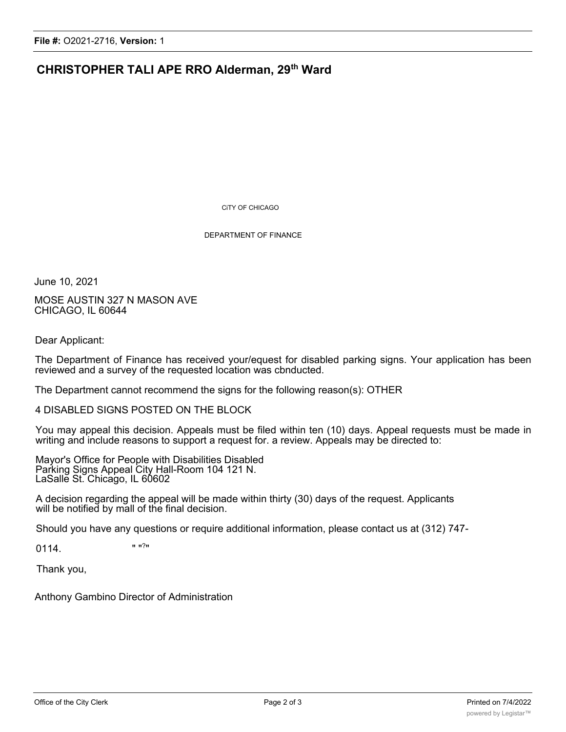## CHRISTOPHER TALI APE RRO Alderman, 29th Ward

CiTY OF CHICAGO

DEPARTMENT OF FINANCE

June 10, 2021

MOSE AUSTIN 327 N MASON AVE
CHICAGO, IL 60644

Dear Applicant:

The Department of Finance has received your/equest for disabled parking signs. Your application has been reviewed and a survey of the requested location was cbnducted.

The Department cannot recommend the signs for the following reason(s): OTHER

4 DISABLED SIGNS POSTED ON THE BLOCK

You may appeal this decision. Appeals must be filed within ten (10) days. Appeal requests must be made in writing and include reasons to support a request for. a review. Appeals may be directed to:

Mayor's Office for People with Disabilities Disabled
Parking Signs Appeal City Hall-Room 104 121 N.
LaSalle St. Chicago, IL 60602

A decision regarding the appeal will be made within thirty (30) days of the request. Applicants will be notified by mall of the final decision.

Should you have any questions or require additional information, please contact us at (312) 747-0114.

Thank you,

Anthony Gambino Director of Administration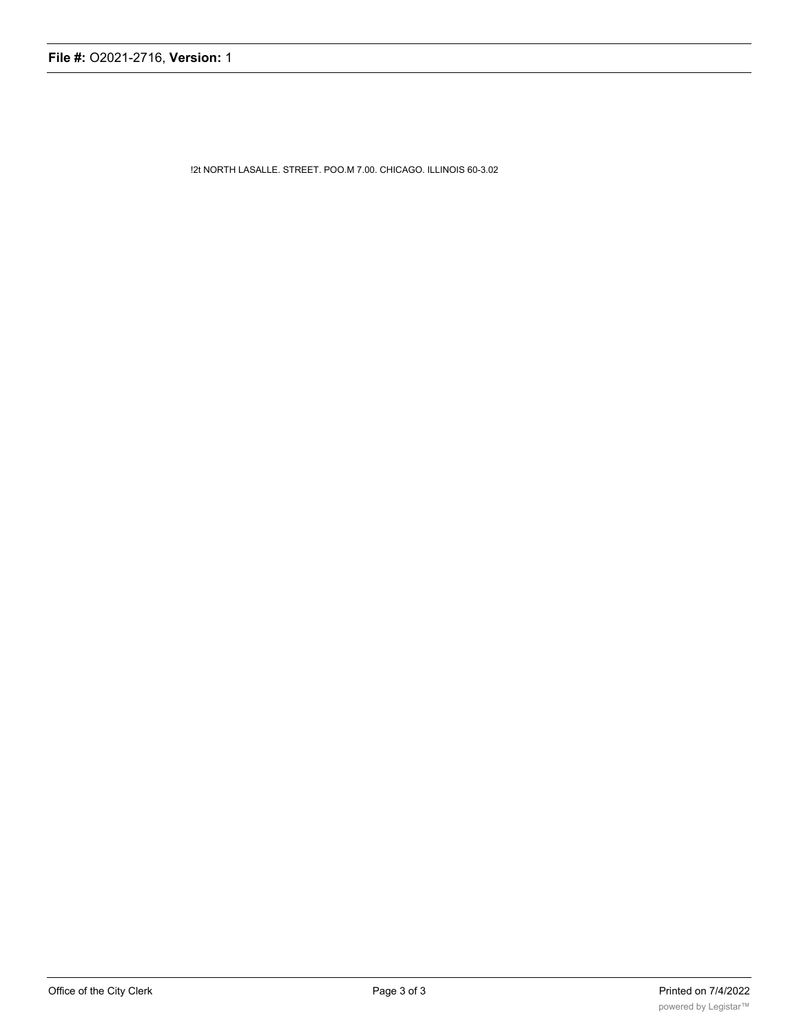!2t NORTH LASALLE. STREET. POO.M 7.00. CHICAGO. ILLINOIS 60-3.02